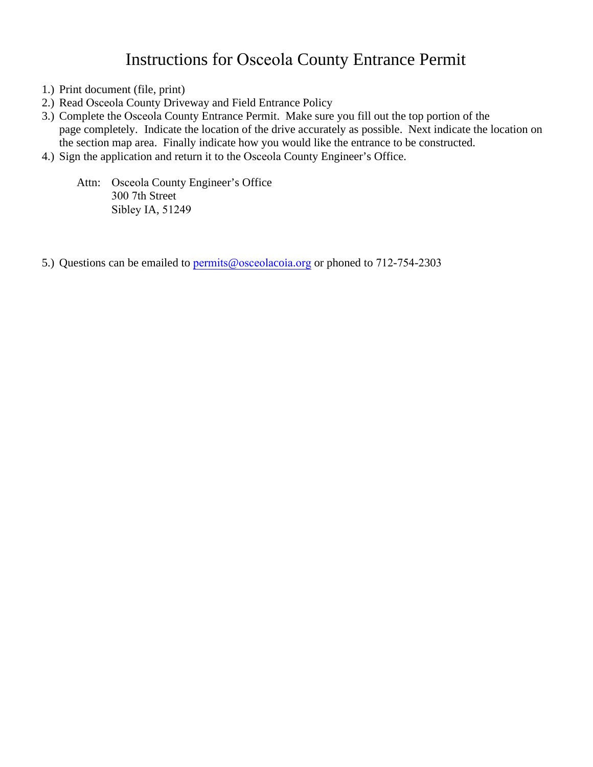# Instructions for Osceola County Entrance Permit

1.) Print document (file, print)
2.) Read Osceola County Driveway and Field Entrance Policy
3.) Complete the Osceola County Entrance Permit. Make sure you fill out the top portion of the page completely. Indicate the location of the drive accurately as possible. Next indicate the location on the section map area. Finally indicate how you would like the entrance to be constructed.
4.) Sign the application and return it to the Osceola County Engineer's Office.

Attn: Osceola County Engineer's Office
300 7th Street
Sibley IA, 51249

5.) Questions can be emailed to permits@osceolacoia.org or phoned to 712-754-2303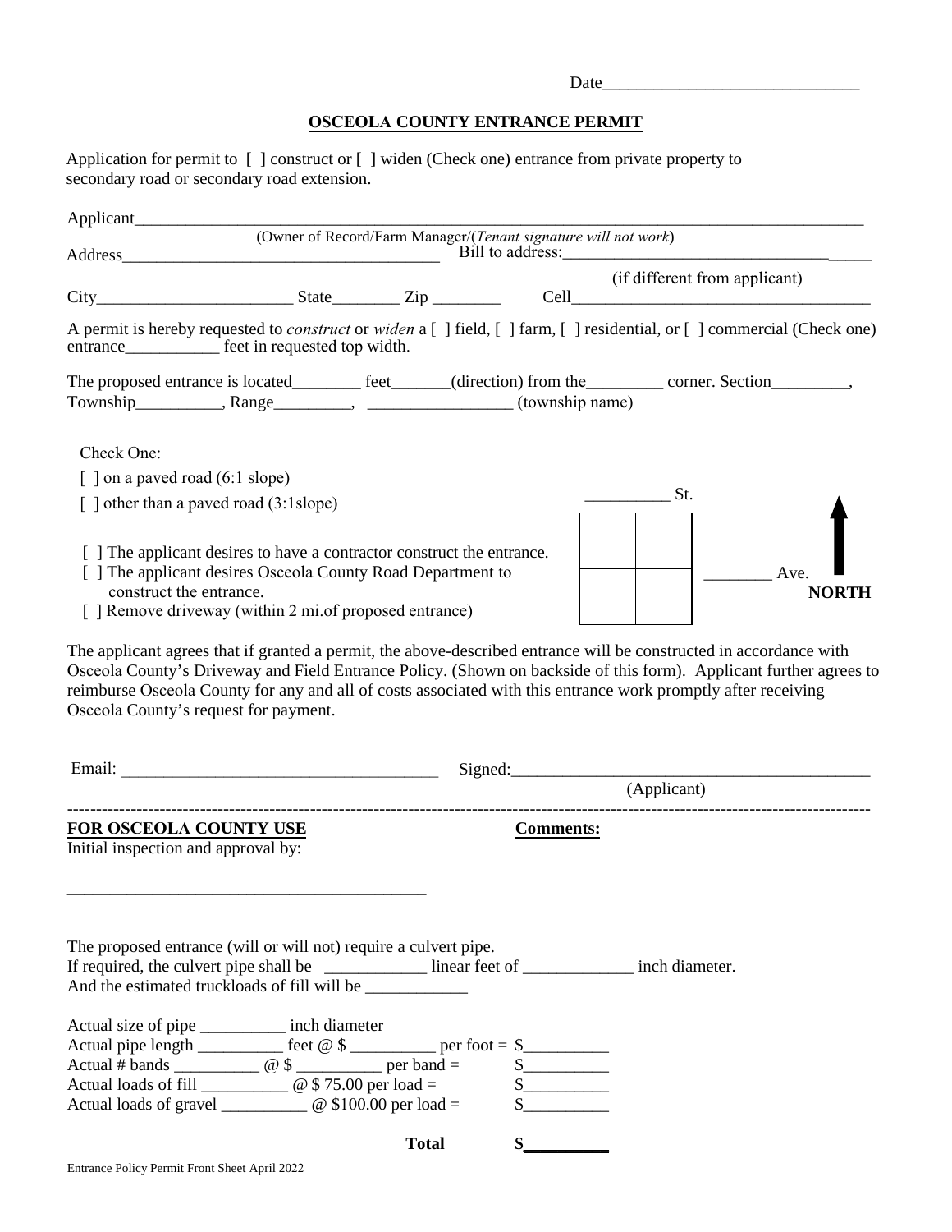Date______________________________

## OSCEOLA COUNTY ENTRANCE PERMIT

Application for permit to [ ] construct or [ ] widen (Check one) entrance from private property to secondary road or secondary road extension.

Applicant_______________________________________________________________________________
(Owner of Record/Farm Manager/(*Tenant signature will not work*)

Address_____________________________________ Bill to address:_____________________________________
(if different from applicant)

City_______________________ State________ Zip ________ Cell_____________________________________

A permit is hereby requested to *construct* or *widen* a [ ] field, [ ] farm, [ ] residential, or [ ] commercial (Check one) entrance___________ feet in requested top width.

The proposed entrance is located________ feet_______(direction) from the_________ corner. Section_________, Township__________, Range_________, _________________ (township name)

Check One:

[ ] on a paved road (6:1 slope)

[ ] other than a paved road (3:1slope)

[ ] The applicant desires to have a contractor construct the entrance.

[ ] The applicant desires Osceola County Road Department to construct the entrance.

[ ] Remove driveway (within 2 mi.of proposed entrance)

__________ St.

________ Ave.

**NORTH**

The applicant agrees that if granted a permit, the above-described entrance will be constructed in accordance with Osceola County's Driveway and Field Entrance Policy. (Shown on backside of this form). Applicant further agrees to reimburse Osceola County for any and all of costs associated with this entrance work promptly after receiving Osceola County's request for payment.

Email: _____________________________________ Signed:___________________________________________
(Applicant)

---

**FOR OSCEOLA COUNTY USE**

Initial inspection and approval by:

__________________________________________

**Comments:**

The proposed entrance (will or will not) require a culvert pipe.
If required, the culvert pipe shall be ____________ linear feet of _____________ inch diameter.
And the estimated truckloads of fill will be ____________

Actual size of pipe __________ inch diameter
Actual pipe length __________ feet @ $ __________ per foot = $__________
Actual # bands __________ @ $ __________ per band = $__________
Actual loads of fill __________ @ $ 75.00 per load = $__________
Actual loads of gravel __________ @ $100.00 per load = $__________

**Total $__________**

Entrance Policy Permit Front Sheet April 2022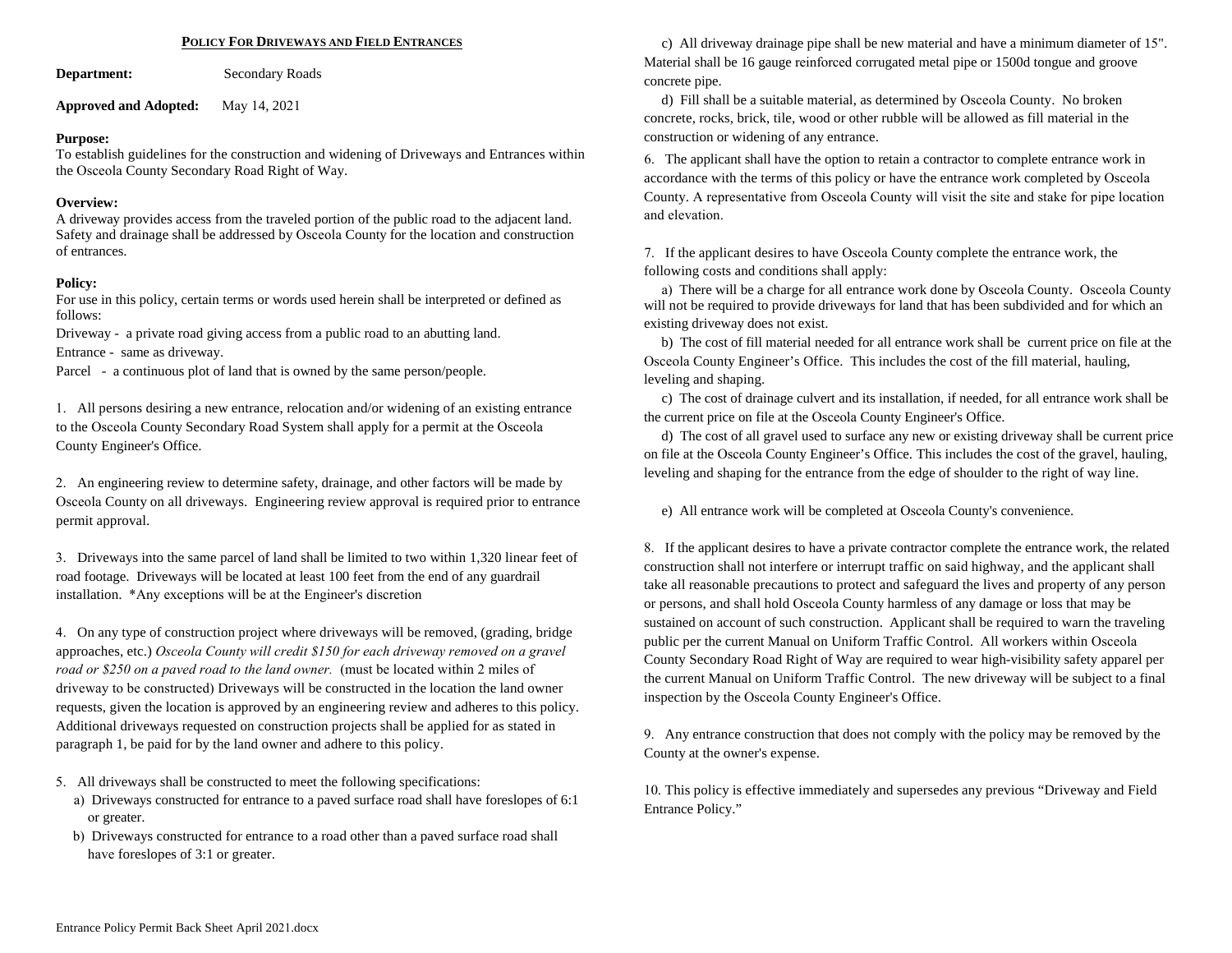## POLICY FOR DRIVEWAYS AND FIELD ENTRANCES

**Department:** Secondary Roads

**Approved and Adopted:** May 14, 2021

**Purpose:**
To establish guidelines for the construction and widening of Driveways and Entrances within the Osceola County Secondary Road Right of Way.

**Overview:**
A driveway provides access from the traveled portion of the public road to the adjacent land. Safety and drainage shall be addressed by Osceola County for the location and construction of entrances.

**Policy:**
For use in this policy, certain terms or words used herein shall be interpreted or defined as follows:

Driveway - a private road giving access from a public road to an abutting land.

Entrance - same as driveway.

Parcel - a continuous plot of land that is owned by the same person/people.

1. All persons desiring a new entrance, relocation and/or widening of an existing entrance to the Osceola County Secondary Road System shall apply for a permit at the Osceola County Engineer's Office.

2. An engineering review to determine safety, drainage, and other factors will be made by Osceola County on all driveways. Engineering review approval is required prior to entrance permit approval.

3. Driveways into the same parcel of land shall be limited to two within 1,320 linear feet of road footage. Driveways will be located at least 100 feet from the end of any guardrail installation. *Any exceptions will be at the Engineer's discretion

4. On any type of construction project where driveways will be removed, (grading, bridge approaches, etc.) *Osceola County will credit $150 for each driveway removed on a gravel road or $250 on a paved road to the land owner.* (must be located within 2 miles of driveway to be constructed) Driveways will be constructed in the location the land owner requests, given the location is approved by an engineering review and adheres to this policy. Additional driveways requested on construction projects shall be applied for as stated in paragraph 1, be paid for by the land owner and adhere to this policy.

5. All driveways shall be constructed to meet the following specifications:
   a) Driveways constructed for entrance to a paved surface road shall have foreslopes of 6:1 or greater.
   b) Driveways constructed for entrance to a road other than a paved surface road shall have foreslopes of 3:1 or greater.
   c) All driveway drainage pipe shall be new material and have a minimum diameter of 15". Material shall be 16 gauge reinforced corrugated metal pipe or 1500d tongue and groove concrete pipe.
   d) Fill shall be a suitable material, as determined by Osceola County. No broken concrete, rocks, brick, tile, wood or other rubble will be allowed as fill material in the construction or widening of any entrance.

6. The applicant shall have the option to retain a contractor to complete entrance work in accordance with the terms of this policy or have the entrance work completed by Osceola County. A representative from Osceola County will visit the site and stake for pipe location and elevation.

7. If the applicant desires to have Osceola County complete the entrance work, the following costs and conditions shall apply:
   a) There will be a charge for all entrance work done by Osceola County. Osceola County will not be required to provide driveways for land that has been subdivided and for which an existing driveway does not exist.
   b) The cost of fill material needed for all entrance work shall be current price on file at the Osceola County Engineer's Office. This includes the cost of the fill material, hauling, leveling and shaping.
   c) The cost of drainage culvert and its installation, if needed, for all entrance work shall be the current price on file at the Osceola County Engineer's Office.
   d) The cost of all gravel used to surface any new or existing driveway shall be current price on file at the Osceola County Engineer's Office. This includes the cost of the gravel, hauling, leveling and shaping for the entrance from the edge of shoulder to the right of way line.
   e) All entrance work will be completed at Osceola County's convenience.

8. If the applicant desires to have a private contractor complete the entrance work, the related construction shall not interfere or interrupt traffic on said highway, and the applicant shall take all reasonable precautions to protect and safeguard the lives and property of any person or persons, and shall hold Osceola County harmless of any damage or loss that may be sustained on account of such construction. Applicant shall be required to warn the traveling public per the current Manual on Uniform Traffic Control. All workers within Osceola County Secondary Road Right of Way are required to wear high-visibility safety apparel per the current Manual on Uniform Traffic Control. The new driveway will be subject to a final inspection by the Osceola County Engineer's Office.

9. Any entrance construction that does not comply with the policy may be removed by the County at the owner's expense.

10. This policy is effective immediately and supersedes any previous "Driveway and Field Entrance Policy."